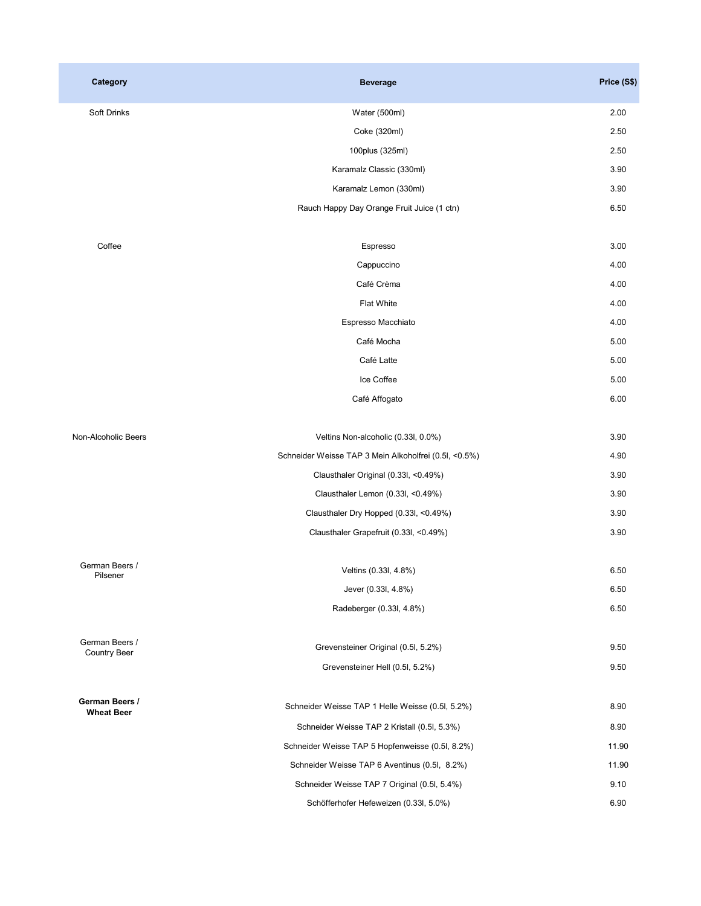| Category | Beverage | Price (S$) |
| --- | --- | --- |
| Soft Drinks | Water (500ml) | 2.00 |
| | Coke (320ml) | 2.50 |
| | 100plus (325ml) | 2.50 |
| | Karamalz Classic (330ml) | 3.90 |
| | Karamalz Lemon (330ml) | 3.90 |
| | Rauch Happy Day Orange Fruit Juice (1 ctn) | 6.50 |
| Coffee | Espresso | 3.00 |
| | Cappuccino | 4.00 |
| | Café Crèma | 4.00 |
| | Flat White | 4.00 |
| | Espresso Macchiato | 4.00 |
| | Café Mocha | 5.00 |
| | Café Latte | 5.00 |
| | Ice Coffee | 5.00 |
| | Café Affogato | 6.00 |
| Non-Alcoholic Beers | Veltins Non-alcoholic (0.33l, 0.0%) | 3.90 |
| | Schneider Weisse TAP 3 Mein Alkoholfrei (0.5l, <0.5%) | 4.90 |
| | Clausthaler Original (0.33l, <0.49%) | 3.90 |
| | Clausthaler Lemon (0.33l, <0.49%) | 3.90 |
| | Clausthaler Dry Hopped (0.33l, <0.49%) | 3.90 |
| | Clausthaler Grapefruit (0.33l, <0.49%) | 3.90 |
| German Beers / Pilsener | Veltins (0.33l, 4.8%) | 6.50 |
| | Jever (0.33l, 4.8%) | 6.50 |
| | Radeberger (0.33l, 4.8%) | 6.50 |
| German Beers / Country Beer | Grevensteiner Original (0.5l, 5.2%) | 9.50 |
| | Grevensteiner Hell (0.5l, 5.2%) | 9.50 |
| **German Beers / Wheat Beer** | Schneider Weisse TAP 1 Helle Weisse (0.5l, 5.2%) | 8.90 |
| | Schneider Weisse TAP 2 Kristall (0.5l, 5.3%) | 8.90 |
| | Schneider Weisse TAP 5 Hopfenweisse (0.5l, 8.2%) | 11.90 |
| | Schneider Weisse TAP 6 Aventinus (0.5l, 8.2%) | 11.90 |
| | Schneider Weisse TAP 7 Original (0.5l, 5.4%) | 9.10 |
| | Schöfferhofer Hefeweizen (0.33l, 5.0%) | 6.90 |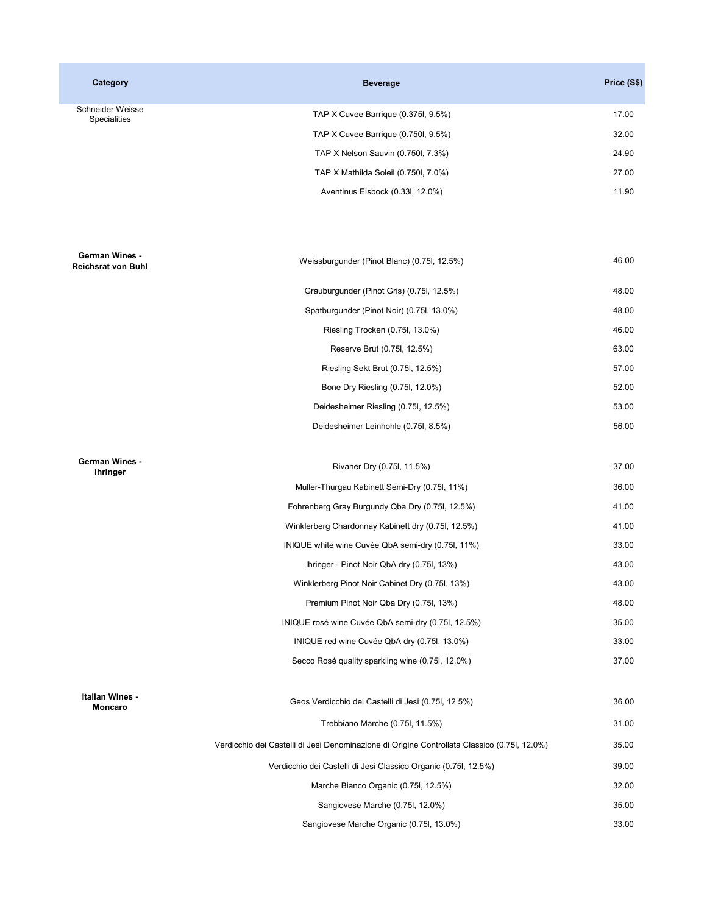| Category | Beverage | Price (S$) |
| --- | --- | --- |
| Schneider Weisse Specialities | TAP X Cuvee Barrique (0.375l, 9.5%) | 17.00 |
| | TAP X Cuvee Barrique (0.750l, 9.5%) | 32.00 |
| | TAP X Nelson Sauvin (0.750l, 7.3%) | 24.90 |
| | TAP X Mathilda Soleil (0.750l, 7.0%) | 27.00 |
| | Aventinus Eisbock (0.33l, 12.0%) | 11.90 |
| **German Wines - Reichsrat von Buhl** | Weissburgunder (Pinot Blanc) (0.75l, 12.5%) | 46.00 |
| | Grauburgunder (Pinot Gris) (0.75l, 12.5%) | 48.00 |
| | Spatburgunder (Pinot Noir) (0.75l, 13.0%) | 48.00 |
| | Riesling Trocken (0.75l, 13.0%) | 46.00 |
| | Reserve Brut (0.75l, 12.5%) | 63.00 |
| | Riesling Sekt Brut (0.75l, 12.5%) | 57.00 |
| | Bone Dry Riesling (0.75l, 12.0%) | 52.00 |
| | Deidesheimer Riesling (0.75l, 12.5%) | 53.00 |
| | Deidesheimer Leinhohle (0.75l, 8.5%) | 56.00 |
| **German Wines - Ihringer** | Rivaner Dry (0.75l, 11.5%) | 37.00 |
| | Muller-Thurgau Kabinett Semi-Dry (0.75l, 11%) | 36.00 |
| | Fohrenberg Gray Burgundy Qba Dry (0.75l, 12.5%) | 41.00 |
| | Winklerberg Chardonnay Kabinett dry (0.75l, 12.5%) | 41.00 |
| | INIQUE white wine Cuvée QbA semi-dry (0.75l, 11%) | 33.00 |
| | Ihringer - Pinot Noir QbA dry (0.75l, 13%) | 43.00 |
| | Winklerberg Pinot Noir Cabinet Dry (0.75l, 13%) | 43.00 |
| | Premium Pinot Noir Qba Dry (0.75l, 13%) | 48.00 |
| | INIQUE rosé wine Cuvée QbA semi-dry (0.75l, 12.5%) | 35.00 |
| | INIQUE red wine Cuvée QbA dry (0.75l, 13.0%) | 33.00 |
| | Secco Rosé quality sparkling wine (0.75l, 12.0%) | 37.00 |
| **Italian Wines - Moncaro** | Geos Verdicchio dei Castelli di Jesi (0.75l, 12.5%) | 36.00 |
| | Trebbiano Marche (0.75l, 11.5%) | 31.00 |
| | Verdicchio dei Castelli di Jesi Denominazione di Origine Controllata Classico (0.75l, 12.0%) | 35.00 |
| | Verdicchio dei Castelli di Jesi Classico Organic (0.75l, 12.5%) | 39.00 |
| | Marche Bianco Organic (0.75l, 12.5%) | 32.00 |
| | Sangiovese Marche (0.75l, 12.0%) | 35.00 |
| | Sangiovese Marche Organic (0.75l, 13.0%) | 33.00 |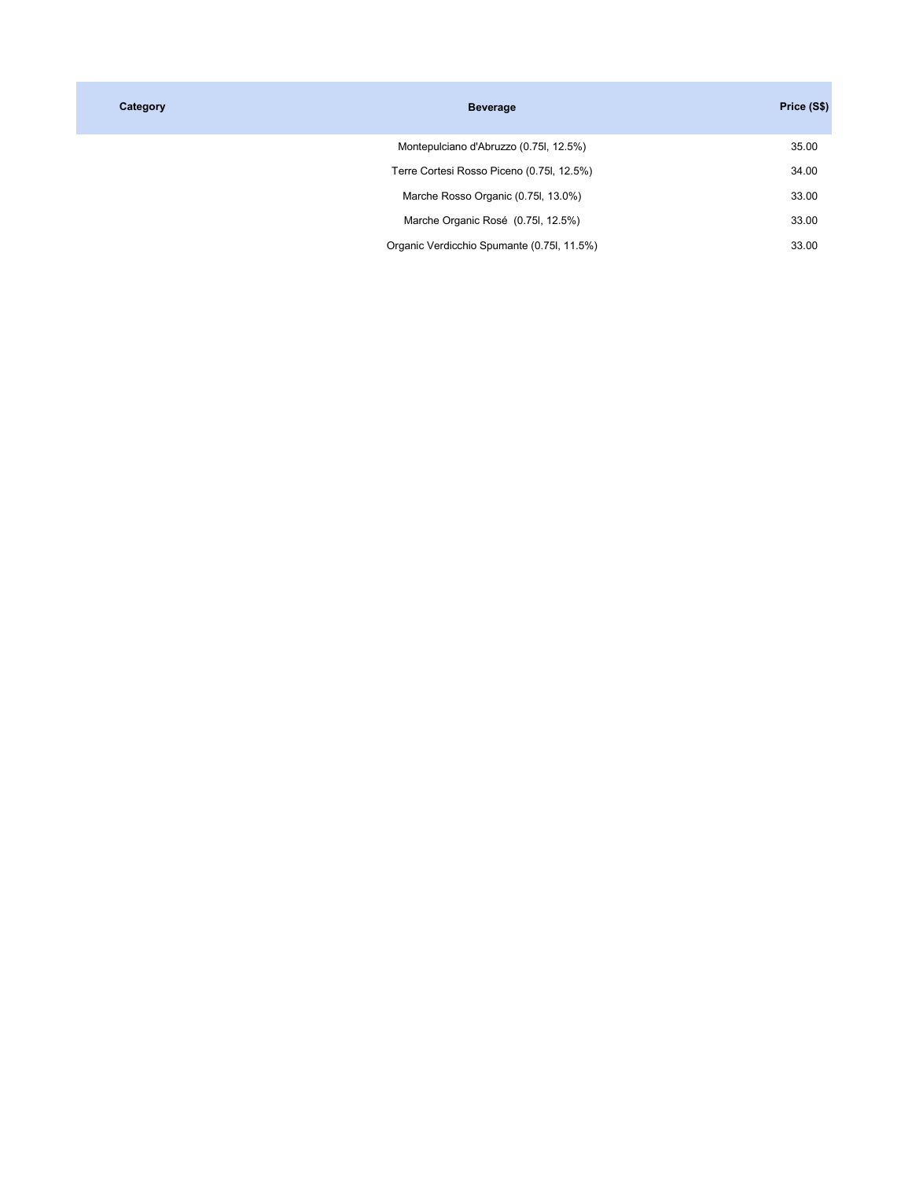| Category | Beverage | Price (S$) |
|---|---|---|
| | Montepulciano d'Abruzzo (0.75l, 12.5%) | 35.00 |
| | Terre Cortesi Rosso Piceno (0.75l, 12.5%) | 34.00 |
| | Marche Rosso Organic (0.75l, 13.0%) | 33.00 |
| | Marche Organic Rosé (0.75l, 12.5%) | 33.00 |
| | Organic Verdicchio Spumante (0.75l, 11.5%) | 33.00 |